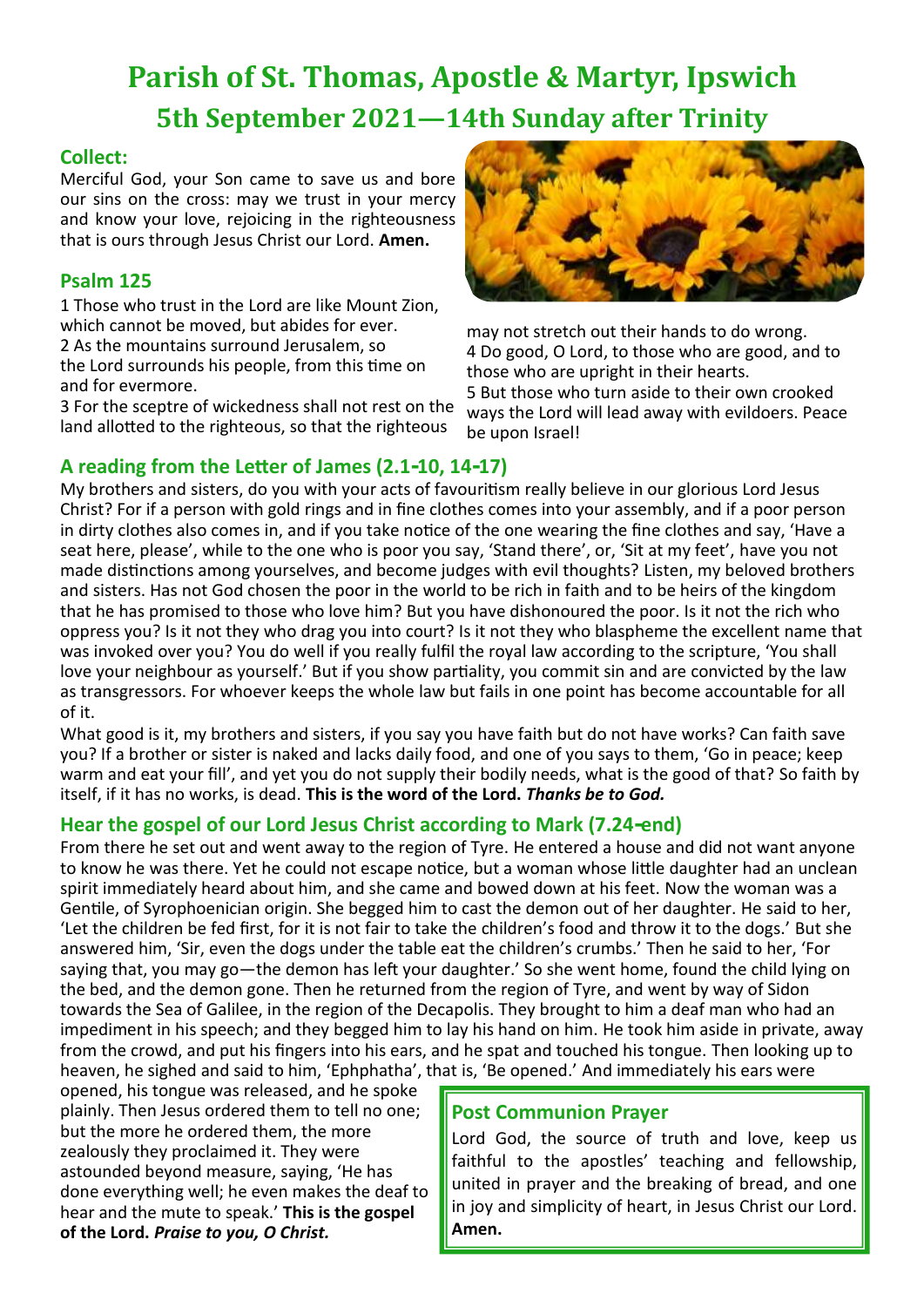# Parish of St. Thomas, Apostle & Martyr, Ipswich

## 5th September 2021—14th Sunday after Trinity

### Collect:

Merciful God, your Son came to save us and bore our sins on the cross: may we trust in your mercy and know your love, rejoicing in the righteousness that is ours through Jesus Christ our Lord. **Amen.**

### Psalm 125

1 Those who trust in the Lord are like Mount Zion, which cannot be moved, but abides for ever.
2 As the mountains surround Jerusalem, so the Lord surrounds his people, from this time on and for evermore.
3 For the sceptre of wickedness shall not rest on the land allotted to the righteous, so that the righteous may not stretch out their hands to do wrong.
4 Do good, O Lord, to those who are good, and to those who are upright in their hearts.
5 But those who turn aside to their own crooked ways the Lord will lead away with evildoers. Peace be upon Israel!

### A reading from the Letter of James (2.1-10, 14-17)

My brothers and sisters, do you with your acts of favouritism really believe in our glorious Lord Jesus Christ? For if a person with gold rings and in fine clothes comes into your assembly, and if a poor person in dirty clothes also comes in, and if you take notice of the one wearing the fine clothes and say, 'Have a seat here, please', while to the one who is poor you say, 'Stand there', or, 'Sit at my feet', have you not made distinctions among yourselves, and become judges with evil thoughts? Listen, my beloved brothers and sisters. Has not God chosen the poor in the world to be rich in faith and to be heirs of the kingdom that he has promised to those who love him? But you have dishonoured the poor. Is it not the rich who oppress you? Is it not they who drag you into court? Is it not they who blaspheme the excellent name that was invoked over you? You do well if you really fulfil the royal law according to the scripture, 'You shall love your neighbour as yourself.' But if you show partiality, you commit sin and are convicted by the law as transgressors. For whoever keeps the whole law but fails in one point has become accountable for all of it.

What good is it, my brothers and sisters, if you say you have faith but do not have works? Can faith save you? If a brother or sister is naked and lacks daily food, and one of you says to them, 'Go in peace; keep warm and eat your fill', and yet you do not supply their bodily needs, what is the good of that? So faith by itself, if it has no works, is dead. **This is the word of the Lord.** ***Thanks be to God.***

### Hear the gospel of our Lord Jesus Christ according to Mark (7.24-end)

From there he set out and went away to the region of Tyre. He entered a house and did not want anyone to know he was there. Yet he could not escape notice, but a woman whose little daughter had an unclean spirit immediately heard about him, and she came and bowed down at his feet. Now the woman was a Gentile, of Syrophoenician origin. She begged him to cast the demon out of her daughter. He said to her, 'Let the children be fed first, for it is not fair to take the children's food and throw it to the dogs.' But she answered him, 'Sir, even the dogs under the table eat the children's crumbs.' Then he said to her, 'For saying that, you may go—the demon has left your daughter.' So she went home, found the child lying on the bed, and the demon gone. Then he returned from the region of Tyre, and went by way of Sidon towards the Sea of Galilee, in the region of the Decapolis. They brought to him a deaf man who had an impediment in his speech; and they begged him to lay his hand on him. He took him aside in private, away from the crowd, and put his fingers into his ears, and he spat and touched his tongue. Then looking up to heaven, he sighed and said to him, 'Ephphatha', that is, 'Be opened.' And immediately his ears were opened, his tongue was released, and he spoke plainly. Then Jesus ordered them to tell no one; but the more he ordered them, the more zealously they proclaimed it. They were astounded beyond measure, saying, 'He has done everything well; he even makes the deaf to hear and the mute to speak.' **This is the gospel of the Lord.** ***Praise to you, O Christ.***

### Post Communion Prayer

Lord God, the source of truth and love, keep us faithful to the apostles' teaching and fellowship, united in prayer and the breaking of bread, and one in joy and simplicity of heart, in Jesus Christ our Lord. **Amen.**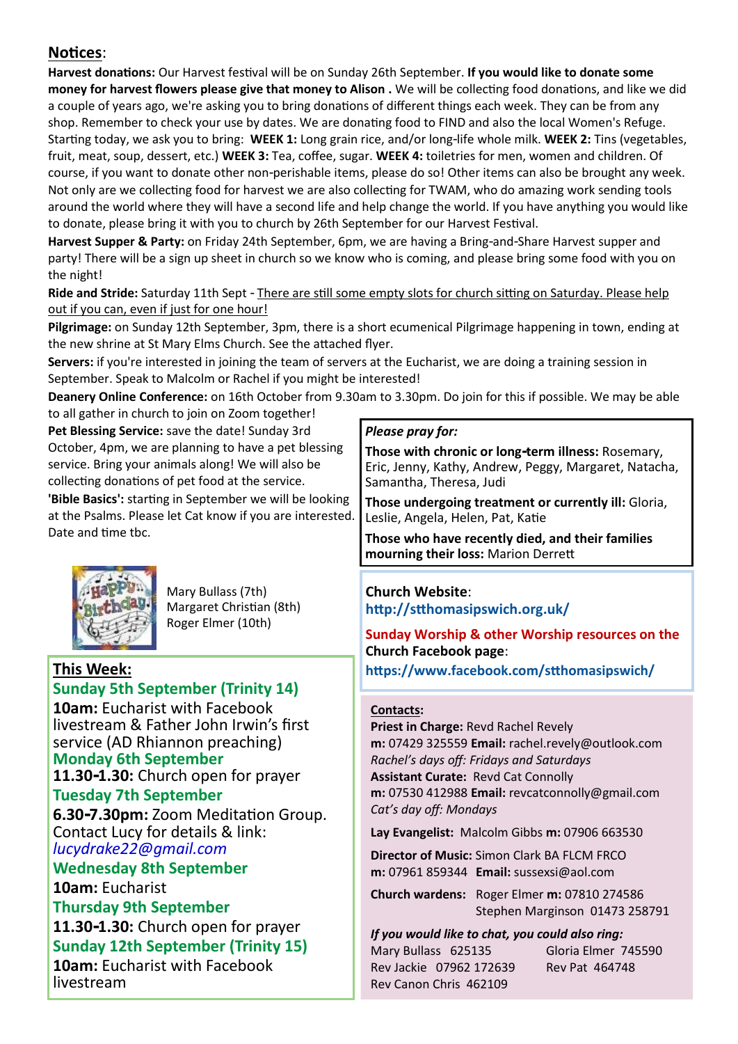## Notices:

**Harvest donations:** Our Harvest festival will be on Sunday 26th September. **If you would like to donate some money for harvest flowers please give that money to Alison .** We will be collecting food donations, and like we did a couple of years ago, we're asking you to bring donations of different things each week. They can be from any shop. Remember to check your use by dates. We are donating food to FIND and also the local Women's Refuge. Starting today, we ask you to bring: **WEEK 1:** Long grain rice, and/or long-life whole milk. **WEEK 2:** Tins (vegetables, fruit, meat, soup, dessert, etc.) **WEEK 3:** Tea, coffee, sugar. **WEEK 4:** toiletries for men, women and children. Of course, if you want to donate other non-perishable items, please do so! Other items can also be brought any week. Not only are we collecting food for harvest we are also collecting for TWAM, who do amazing work sending tools around the world where they will have a second life and help change the world. If you have anything you would like to donate, please bring it with you to church by 26th September for our Harvest Festival.

**Harvest Supper & Party:** on Friday 24th September, 6pm, we are having a Bring-and-Share Harvest supper and party! There will be a sign up sheet in church so we know who is coming, and please bring some food with you on the night!

**Ride and Stride:** Saturday 11th Sept - There are still some empty slots for church sitting on Saturday. Please help out if you can, even if just for one hour!

**Pilgrimage:** on Sunday 12th September, 3pm, there is a short ecumenical Pilgrimage happening in town, ending at the new shrine at St Mary Elms Church. See the attached flyer.

**Servers:** if you're interested in joining the team of servers at the Eucharist, we are doing a training session in September. Speak to Malcolm or Rachel if you might be interested!

**Deanery Online Conference:** on 16th October from 9.30am to 3.30pm. Do join for this if possible. We may be able to all gather in church to join on Zoom together!

**Pet Blessing Service:** save the date! Sunday 3rd October, 4pm, we are planning to have a pet blessing service. Bring your animals along! We will also be collecting donations of pet food at the service.

**'Bible Basics':** starting in September we will be looking at the Psalms. Please let Cat know if you are interested. Date and time tbc.

*Please pray for:*

**Those with chronic or long-term illness:** Rosemary, Eric, Jenny, Kathy, Andrew, Peggy, Margaret, Natacha, Samantha, Theresa, Judi

**Those undergoing treatment or currently ill:** Gloria, Leslie, Angela, Helen, Pat, Katie

**Those who have recently died, and their families mourning their loss:** Marion Derrett

Mary Bullass (7th)
Margaret Christian (8th)
Roger Elmer (10th)

## This Week:

**Sunday 5th September (Trinity 14)**
**10am:** Eucharist with Facebook livestream & Father John Irwin's first service (AD Rhiannon preaching)

**Monday 6th September**
**11.30-1.30:** Church open for prayer

**Tuesday 7th September**
**6.30-7.30pm:** Zoom Meditation Group. Contact Lucy for details & link: *lucydrake22@gmail.com*

**Wednesday 8th September**
**10am:** Eucharist

**Thursday 9th September**
**11.30-1.30:** Church open for prayer

**Sunday 12th September (Trinity 15)**
**10am:** Eucharist with Facebook livestream

**Church Website**: **http://stthomasipswich.org.uk/**

**Sunday Worship & other Worship resources on the Church Facebook page**: **https://www.facebook.com/stthomasipswich/**

**Contacts:**

**Priest in Charge:** Revd Rachel Revely
**m:** 07429 325559 **Email:** rachel.revely@outlook.com
*Rachel's days off: Fridays and Saturdays*

**Assistant Curate:** Revd Cat Connolly
**m:** 07530 412988 **Email:** revcatconnolly@gmail.com
*Cat's day off: Mondays*

**Lay Evangelist:** Malcolm Gibbs **m:** 07906 663530

**Director of Music:** Simon Clark BA FLCM FRCO
**m:** 07961 859344 **Email:** sussexsi@aol.com

**Church wardens:** Roger Elmer **m:** 07810 274586
Stephen Marginson 01473 258791

*If you would like to chat, you could also ring:*

Mary Bullass 625135
Gloria Elmer 745590
Rev Jackie 07962 172639
Rev Pat 464748
Rev Canon Chris 462109